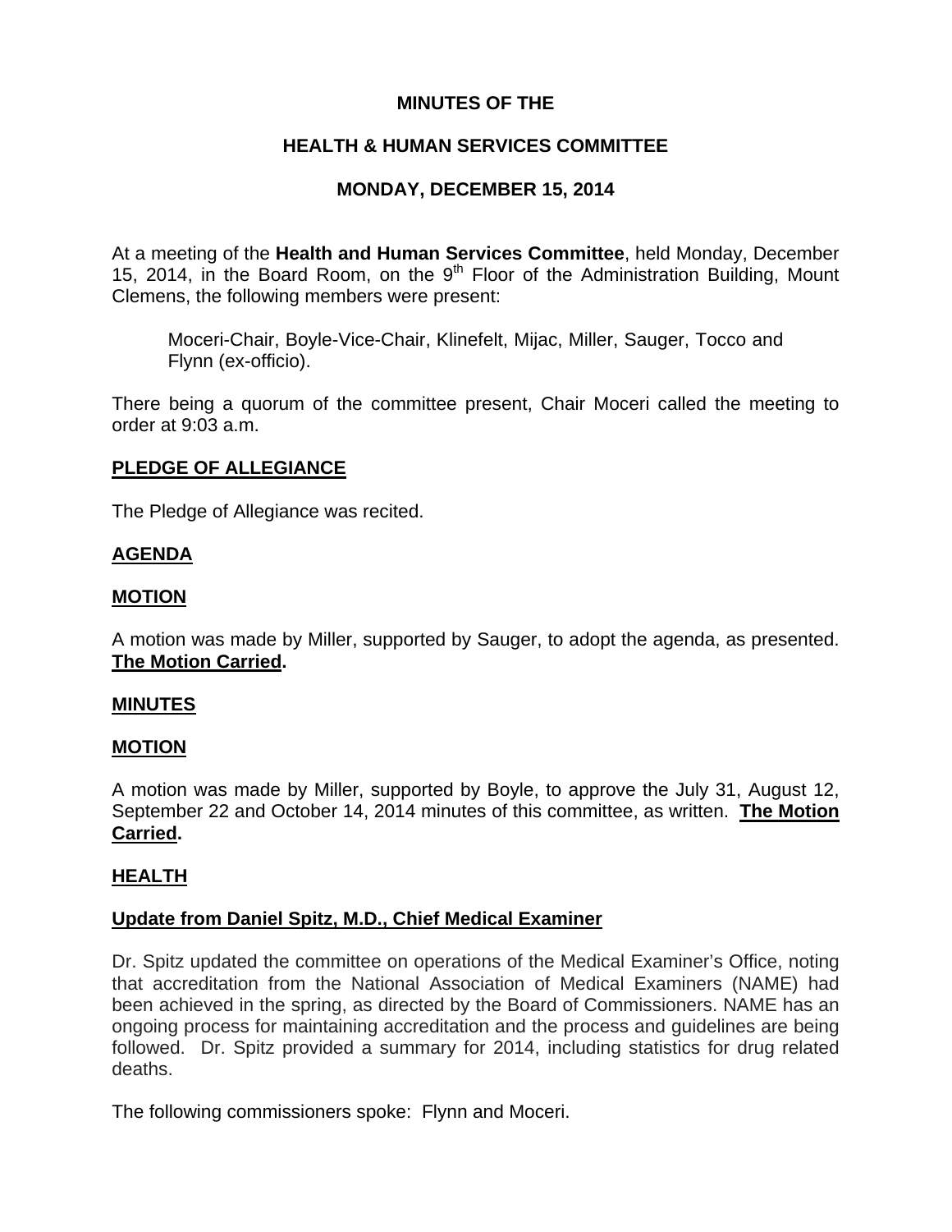**MINUTES OF THE**

**HEALTH & HUMAN SERVICES COMMITTEE**

**MONDAY, DECEMBER 15, 2014**

At a meeting of the **Health and Human Services Committee**, held Monday, December 15, 2014, in the Board Room, on the 9th Floor of the Administration Building, Mount Clemens, the following members were present:

> Moceri-Chair, Boyle-Vice-Chair, Klinefelt, Mijac, Miller, Sauger, Tocco and Flynn (ex-officio).

There being a quorum of the committee present, Chair Moceri called the meeting to order at 9:03 a.m.

## PLEDGE OF ALLEGIANCE

The Pledge of Allegiance was recited.

## AGENDA

## MOTION

A motion was made by Miller, supported by Sauger, to adopt the agenda, as presented. **The Motion Carried.**

## MINUTES

## MOTION

A motion was made by Miller, supported by Boyle, to approve the July 31, August 12, September 22 and October 14, 2014 minutes of this committee, as written. **The Motion Carried.**

## HEALTH

## Update from Daniel Spitz, M.D., Chief Medical Examiner

Dr. Spitz updated the committee on operations of the Medical Examiner's Office, noting that accreditation from the National Association of Medical Examiners (NAME) had been achieved in the spring, as directed by the Board of Commissioners. NAME has an ongoing process for maintaining accreditation and the process and guidelines are being followed. Dr. Spitz provided a summary for 2014, including statistics for drug related deaths.

The following commissioners spoke: Flynn and Moceri.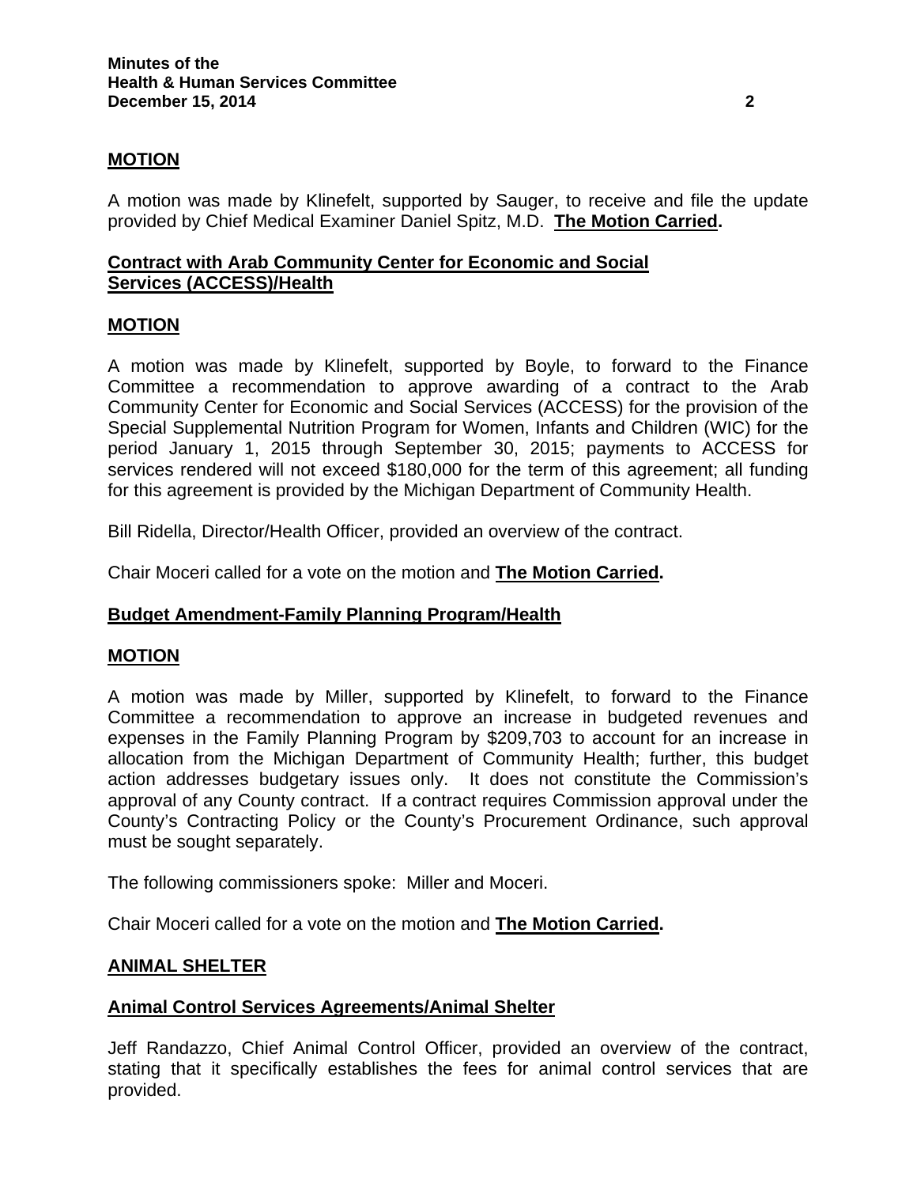**MOTION**

A motion was made by Klinefelt, supported by Sauger, to receive and file the update provided by Chief Medical Examiner Daniel Spitz, M.D. **The Motion Carried.**

**Contract with Arab Community Center for Economic and Social Services (ACCESS)/Health**

**MOTION**

A motion was made by Klinefelt, supported by Boyle, to forward to the Finance Committee a recommendation to approve awarding of a contract to the Arab Community Center for Economic and Social Services (ACCESS) for the provision of the Special Supplemental Nutrition Program for Women, Infants and Children (WIC) for the period January 1, 2015 through September 30, 2015; payments to ACCESS for services rendered will not exceed $180,000 for the term of this agreement; all funding for this agreement is provided by the Michigan Department of Community Health.

Bill Ridella, Director/Health Officer, provided an overview of the contract.

Chair Moceri called for a vote on the motion and **The Motion Carried.**

**Budget Amendment-Family Planning Program/Health**

**MOTION**

A motion was made by Miller, supported by Klinefelt, to forward to the Finance Committee a recommendation to approve an increase in budgeted revenues and expenses in the Family Planning Program by $209,703 to account for an increase in allocation from the Michigan Department of Community Health; further, this budget action addresses budgetary issues only. It does not constitute the Commission's approval of any County contract. If a contract requires Commission approval under the County's Contracting Policy or the County's Procurement Ordinance, such approval must be sought separately.

The following commissioners spoke: Miller and Moceri.

Chair Moceri called for a vote on the motion and **The Motion Carried.**

**ANIMAL SHELTER**

**Animal Control Services Agreements/Animal Shelter**

Jeff Randazzo, Chief Animal Control Officer, provided an overview of the contract, stating that it specifically establishes the fees for animal control services that are provided.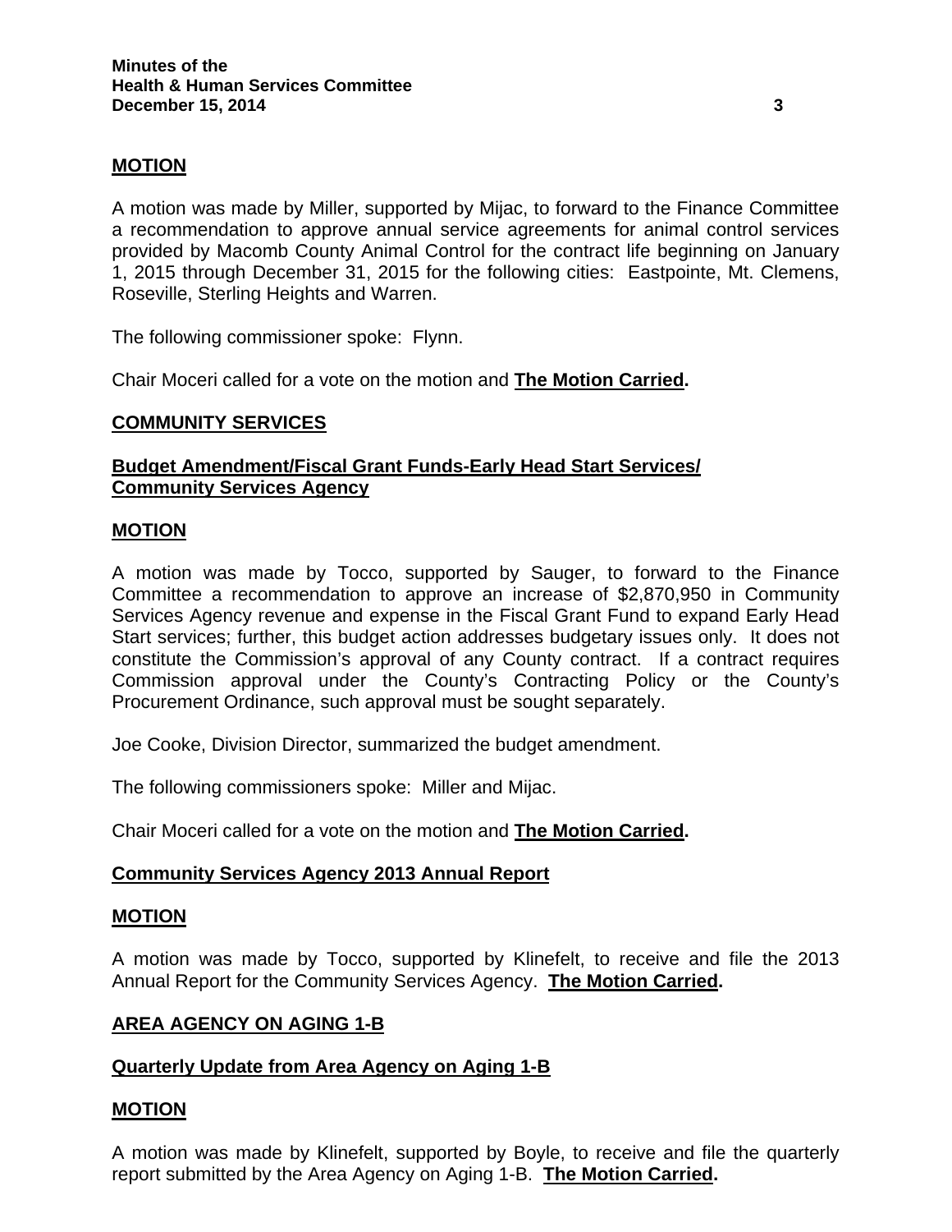**MOTION**

A motion was made by Miller, supported by Mijac, to forward to the Finance Committee a recommendation to approve annual service agreements for animal control services provided by Macomb County Animal Control for the contract life beginning on January 1, 2015 through December 31, 2015 for the following cities: Eastpointe, Mt. Clemens, Roseville, Sterling Heights and Warren.

The following commissioner spoke: Flynn.

Chair Moceri called for a vote on the motion and **The Motion Carried.**

## COMMUNITY SERVICES

### Budget Amendment/Fiscal Grant Funds-Early Head Start Services/ Community Services Agency

**MOTION**

A motion was made by Tocco, supported by Sauger, to forward to the Finance Committee a recommendation to approve an increase of $2,870,950 in Community Services Agency revenue and expense in the Fiscal Grant Fund to expand Early Head Start services; further, this budget action addresses budgetary issues only. It does not constitute the Commission's approval of any County contract. If a contract requires Commission approval under the County's Contracting Policy or the County's Procurement Ordinance, such approval must be sought separately.

Joe Cooke, Division Director, summarized the budget amendment.

The following commissioners spoke: Miller and Mijac.

Chair Moceri called for a vote on the motion and **The Motion Carried.**

### Community Services Agency 2013 Annual Report

**MOTION**

A motion was made by Tocco, supported by Klinefelt, to receive and file the 2013 Annual Report for the Community Services Agency. **The Motion Carried.**

## AREA AGENCY ON AGING 1-B

### Quarterly Update from Area Agency on Aging 1-B

**MOTION**

A motion was made by Klinefelt, supported by Boyle, to receive and file the quarterly report submitted by the Area Agency on Aging 1-B. **The Motion Carried.**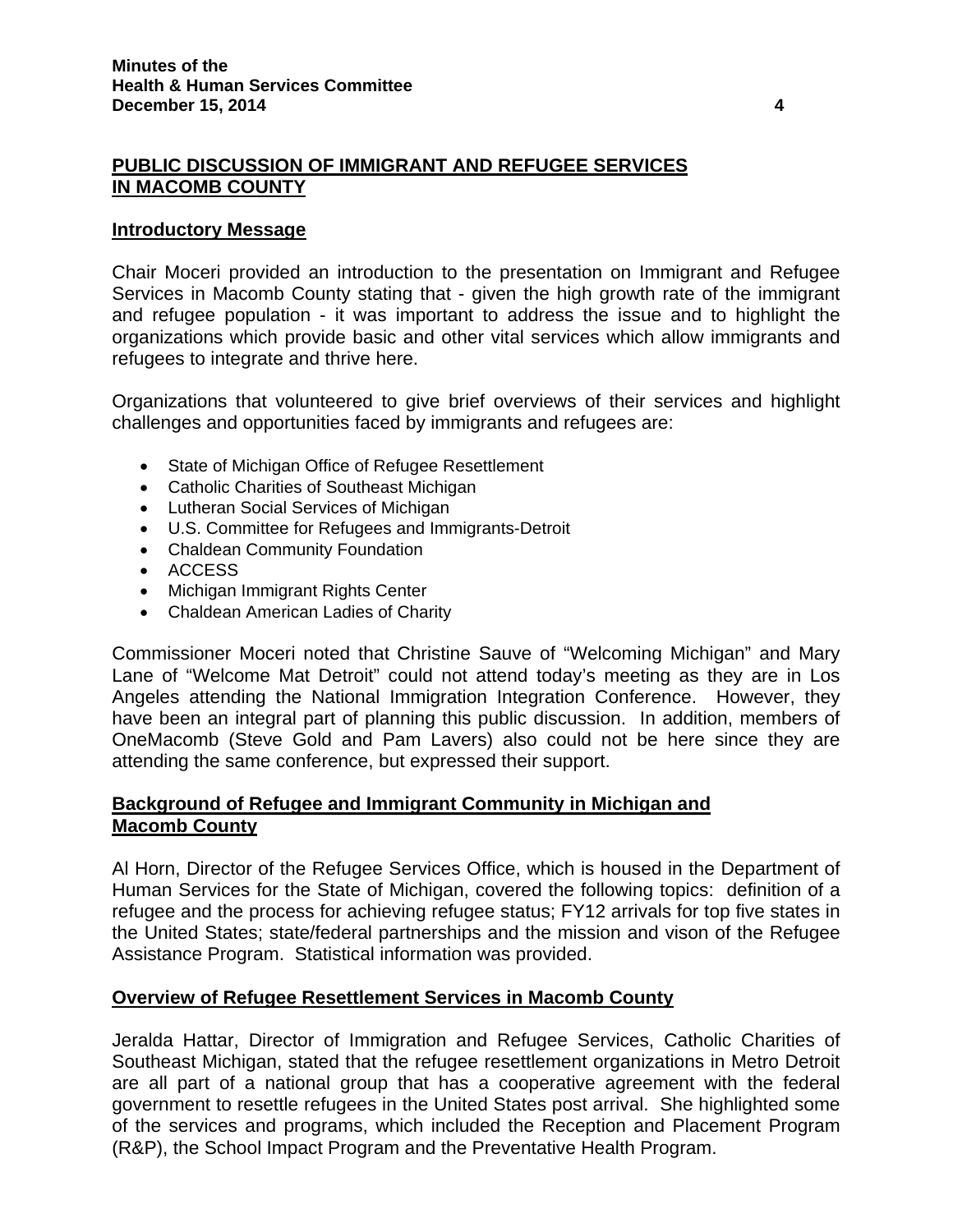## PUBLIC DISCUSSION OF IMMIGRANT AND REFUGEE SERVICES IN MACOMB COUNTY

### Introductory Message

Chair Moceri provided an introduction to the presentation on Immigrant and Refugee Services in Macomb County stating that - given the high growth rate of the immigrant and refugee population - it was important to address the issue and to highlight the organizations which provide basic and other vital services which allow immigrants and refugees to integrate and thrive here.

Organizations that volunteered to give brief overviews of their services and highlight challenges and opportunities faced by immigrants and refugees are:

- State of Michigan Office of Refugee Resettlement
- Catholic Charities of Southeast Michigan
- Lutheran Social Services of Michigan
- U.S. Committee for Refugees and Immigrants-Detroit
- Chaldean Community Foundation
- ACCESS
- Michigan Immigrant Rights Center
- Chaldean American Ladies of Charity

Commissioner Moceri noted that Christine Sauve of "Welcoming Michigan" and Mary Lane of "Welcome Mat Detroit" could not attend today's meeting as they are in Los Angeles attending the National Immigration Integration Conference. However, they have been an integral part of planning this public discussion. In addition, members of OneMacomb (Steve Gold and Pam Lavers) also could not be here since they are attending the same conference, but expressed their support.

### Background of Refugee and Immigrant Community in Michigan and Macomb County

Al Horn, Director of the Refugee Services Office, which is housed in the Department of Human Services for the State of Michigan, covered the following topics: definition of a refugee and the process for achieving refugee status; FY12 arrivals for top five states in the United States; state/federal partnerships and the mission and vison of the Refugee Assistance Program. Statistical information was provided.

### Overview of Refugee Resettlement Services in Macomb County

Jeralda Hattar, Director of Immigration and Refugee Services, Catholic Charities of Southeast Michigan, stated that the refugee resettlement organizations in Metro Detroit are all part of a national group that has a cooperative agreement with the federal government to resettle refugees in the United States post arrival. She highlighted some of the services and programs, which included the Reception and Placement Program (R&P), the School Impact Program and the Preventative Health Program.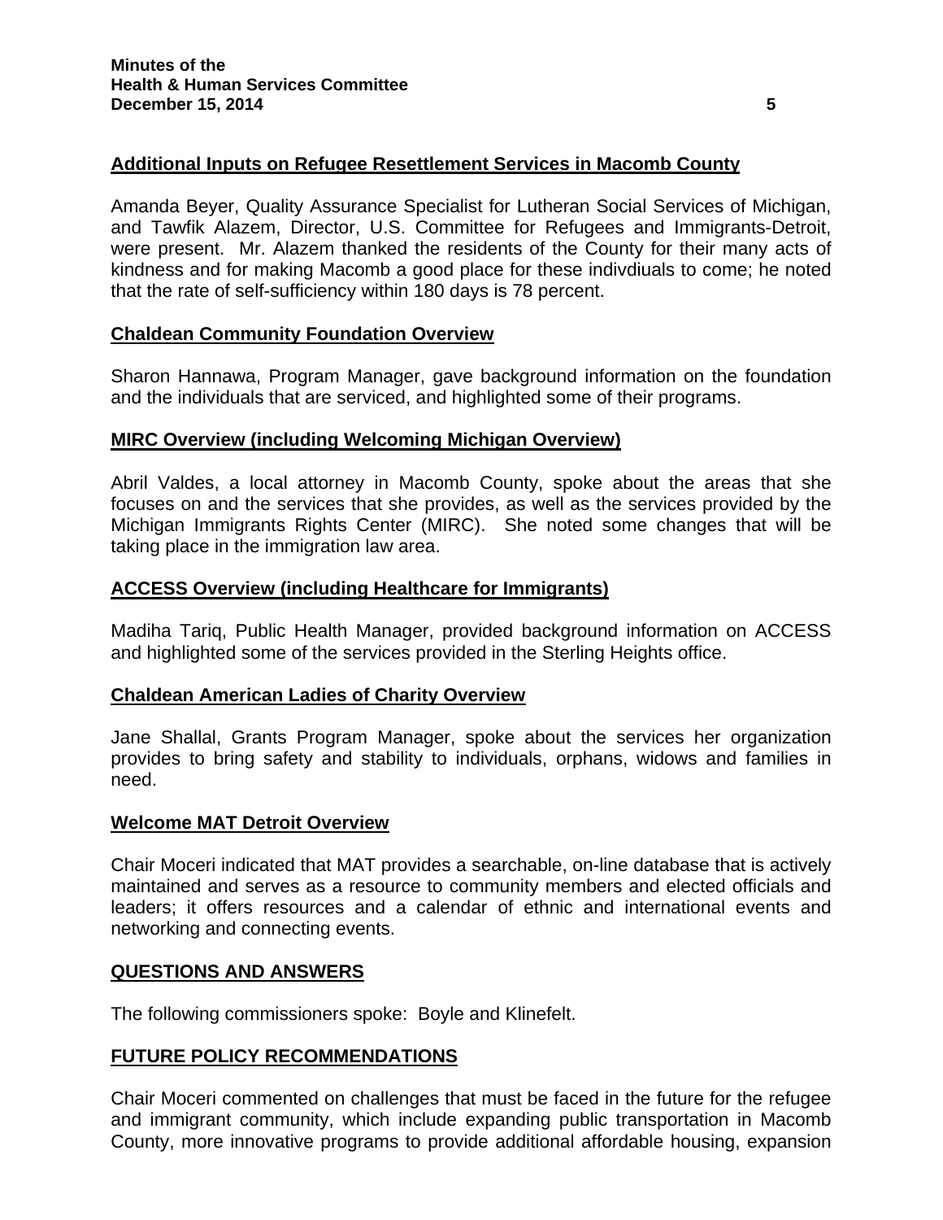**Additional Inputs on Refugee Resettlement Services in Macomb County**

Amanda Beyer, Quality Assurance Specialist for Lutheran Social Services of Michigan, and Tawfik Alazem, Director, U.S. Committee for Refugees and Immigrants-Detroit, were present. Mr. Alazem thanked the residents of the County for their many acts of kindness and for making Macomb a good place for these indivdiuals to come; he noted that the rate of self-sufficiency within 180 days is 78 percent.

**Chaldean Community Foundation Overview**

Sharon Hannawa, Program Manager, gave background information on the foundation and the individuals that are serviced, and highlighted some of their programs.

**MIRC Overview (including Welcoming Michigan Overview)**

Abril Valdes, a local attorney in Macomb County, spoke about the areas that she focuses on and the services that she provides, as well as the services provided by the Michigan Immigrants Rights Center (MIRC). She noted some changes that will be taking place in the immigration law area.

**ACCESS Overview (including Healthcare for Immigrants)**

Madiha Tariq, Public Health Manager, provided background information on ACCESS and highlighted some of the services provided in the Sterling Heights office.

**Chaldean American Ladies of Charity Overview**

Jane Shallal, Grants Program Manager, spoke about the services her organization provides to bring safety and stability to individuals, orphans, widows and families in need.

**Welcome MAT Detroit Overview**

Chair Moceri indicated that MAT provides a searchable, on-line database that is actively maintained and serves as a resource to community members and elected officials and leaders; it offers resources and a calendar of ethnic and international events and networking and connecting events.

**QUESTIONS AND ANSWERS**

The following commissioners spoke: Boyle and Klinefelt.

**FUTURE POLICY RECOMMENDATIONS**

Chair Moceri commented on challenges that must be faced in the future for the refugee and immigrant community, which include expanding public transportation in Macomb County, more innovative programs to provide additional affordable housing, expansion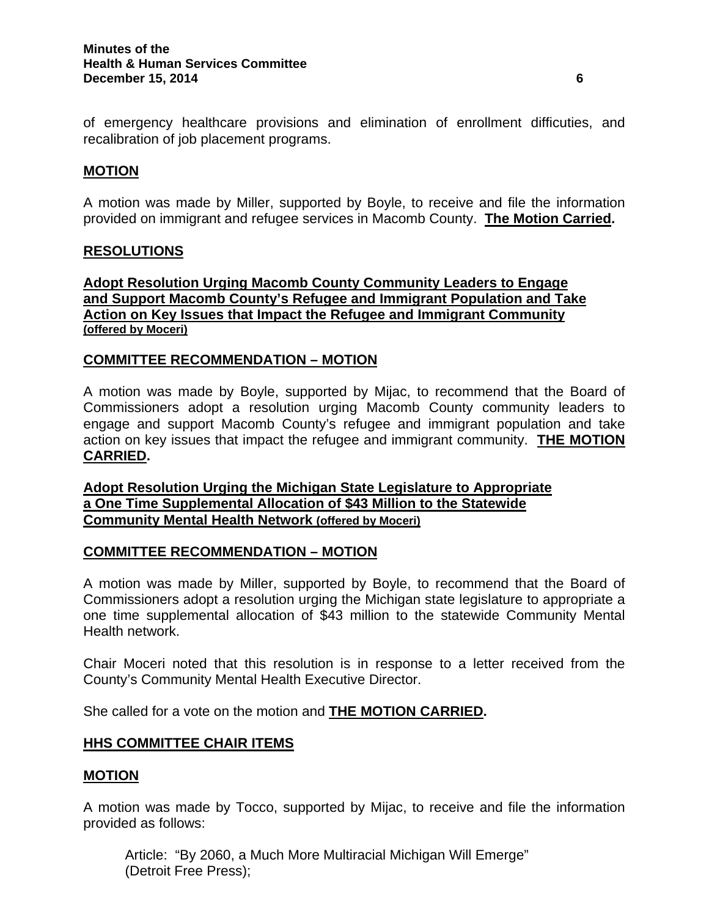of emergency healthcare provisions and elimination of enrollment difficuties, and recalibration of job placement programs.

**MOTION**

A motion was made by Miller, supported by Boyle, to receive and file the information provided on immigrant and refugee services in Macomb County. **The Motion Carried.**

**RESOLUTIONS**

**Adopt Resolution Urging Macomb County Community Leaders to Engage and Support Macomb County's Refugee and Immigrant Population and Take Action on Key Issues that Impact the Refugee and Immigrant Community (offered by Moceri)**

**COMMITTEE RECOMMENDATION – MOTION**

A motion was made by Boyle, supported by Mijac, to recommend that the Board of Commissioners adopt a resolution urging Macomb County community leaders to engage and support Macomb County's refugee and immigrant population and take action on key issues that impact the refugee and immigrant community. **THE MOTION CARRIED.**

**Adopt Resolution Urging the Michigan State Legislature to Appropriate a One Time Supplemental Allocation of $43 Million to the Statewide Community Mental Health Network (offered by Moceri)**

**COMMITTEE RECOMMENDATION – MOTION**

A motion was made by Miller, supported by Boyle, to recommend that the Board of Commissioners adopt a resolution urging the Michigan state legislature to appropriate a one time supplemental allocation of $43 million to the statewide Community Mental Health network.

Chair Moceri noted that this resolution is in response to a letter received from the County's Community Mental Health Executive Director.

She called for a vote on the motion and **THE MOTION CARRIED.**

**HHS COMMITTEE CHAIR ITEMS**

**MOTION**

A motion was made by Tocco, supported by Mijac, to receive and file the information provided as follows:

Article: "By 2060, a Much More Multiracial Michigan Will Emerge" (Detroit Free Press);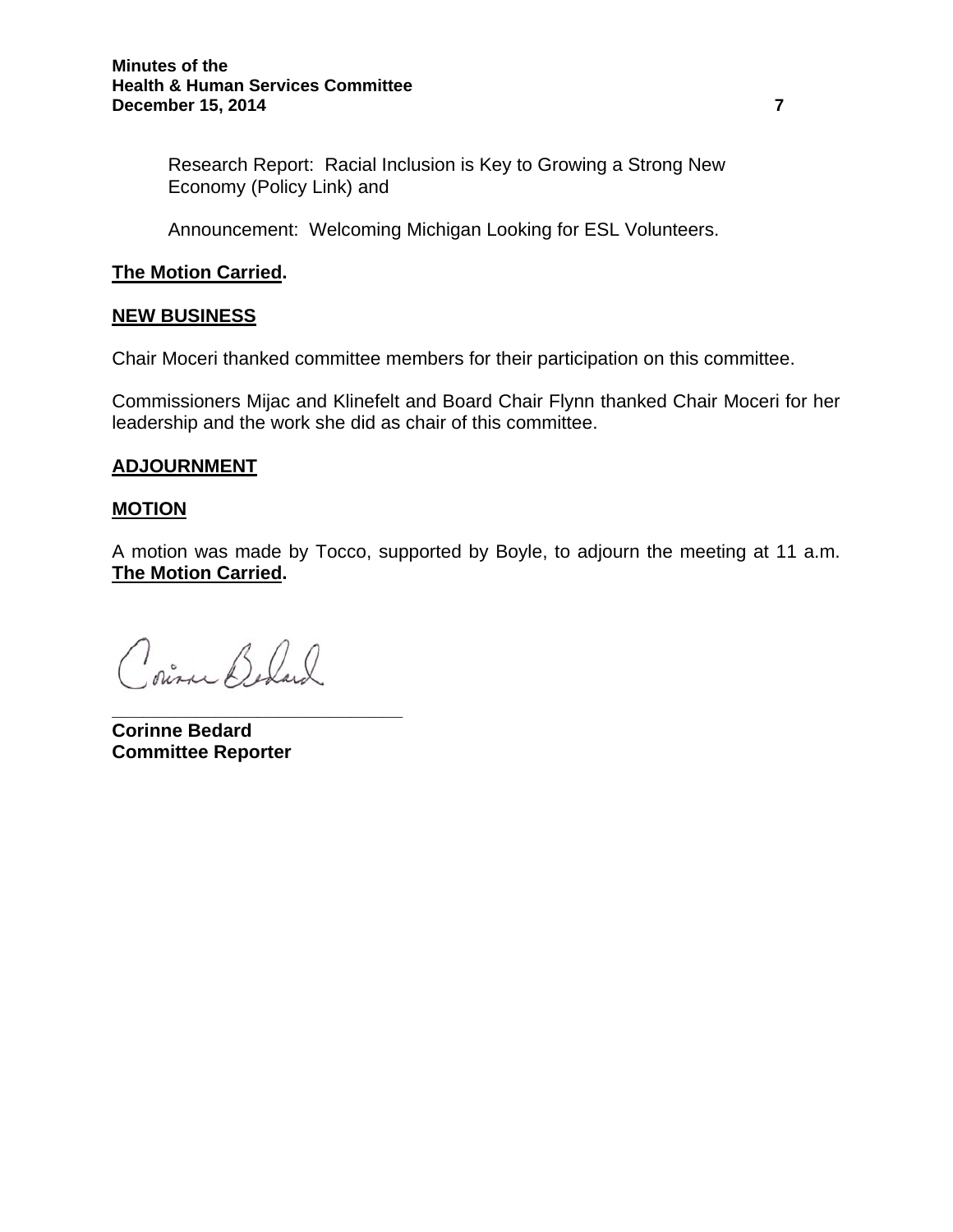Research Report: Racial Inclusion is Key to Growing a Strong New Economy (Policy Link) and

Announcement: Welcoming Michigan Looking for ESL Volunteers.

**The Motion Carried.**

## NEW BUSINESS

Chair Moceri thanked committee members for their participation on this committee.

Commissioners Mijac and Klinefelt and Board Chair Flynn thanked Chair Moceri for her leadership and the work she did as chair of this committee.

## ADJOURNMENT

## MOTION

A motion was made by Tocco, supported by Boyle, to adjourn the meeting at 11 a.m. **The Motion Carried.**

______________________________

**Corinne Bedard**
**Committee Reporter**